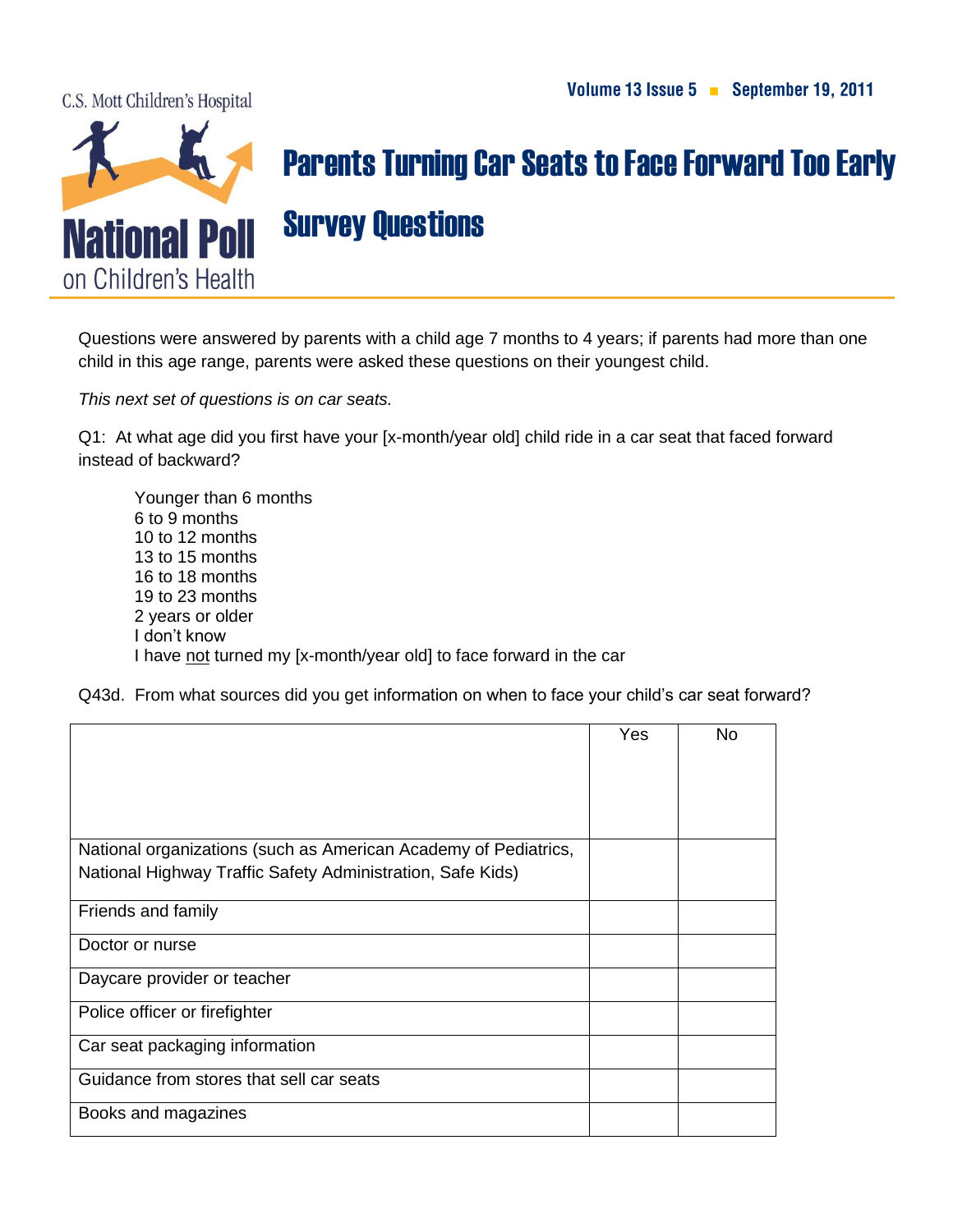C.S. Mott Children's Hospital

# National Poll on Children's Health

Volume 13 Issue 5 ■ September 19, 2011

# Parents Turning Car Seats to Face Forward Too Early

## Survey Questions

Questions were answered by parents with a child age 7 months to 4 years; if parents had more than one child in this age range, parents were asked these questions on their youngest child.

*This next set of questions is on car seats.*

Q1: At what age did you first have your [x-month/year old] child ride in a car seat that faced forward instead of backward?

- Younger than 6 months
- 6 to 9 months
- 10 to 12 months
- 13 to 15 months
- 16 to 18 months
- 19 to 23 months
- 2 years or older
- I don't know
- I have <u>not</u> turned my [x-month/year old] to face forward in the car

Q43d. From what sources did you get information on when to face your child's car seat forward?

| | Yes | No |
|---|---|---|
| National organizations (such as American Academy of Pediatrics, National Highway Traffic Safety Administration, Safe Kids) | | |
| Friends and family | | |
| Doctor or nurse | | |
| Daycare provider or teacher | | |
| Police officer or firefighter | | |
| Car seat packaging information | | |
| Guidance from stores that sell car seats | | |
| Books and magazines | | |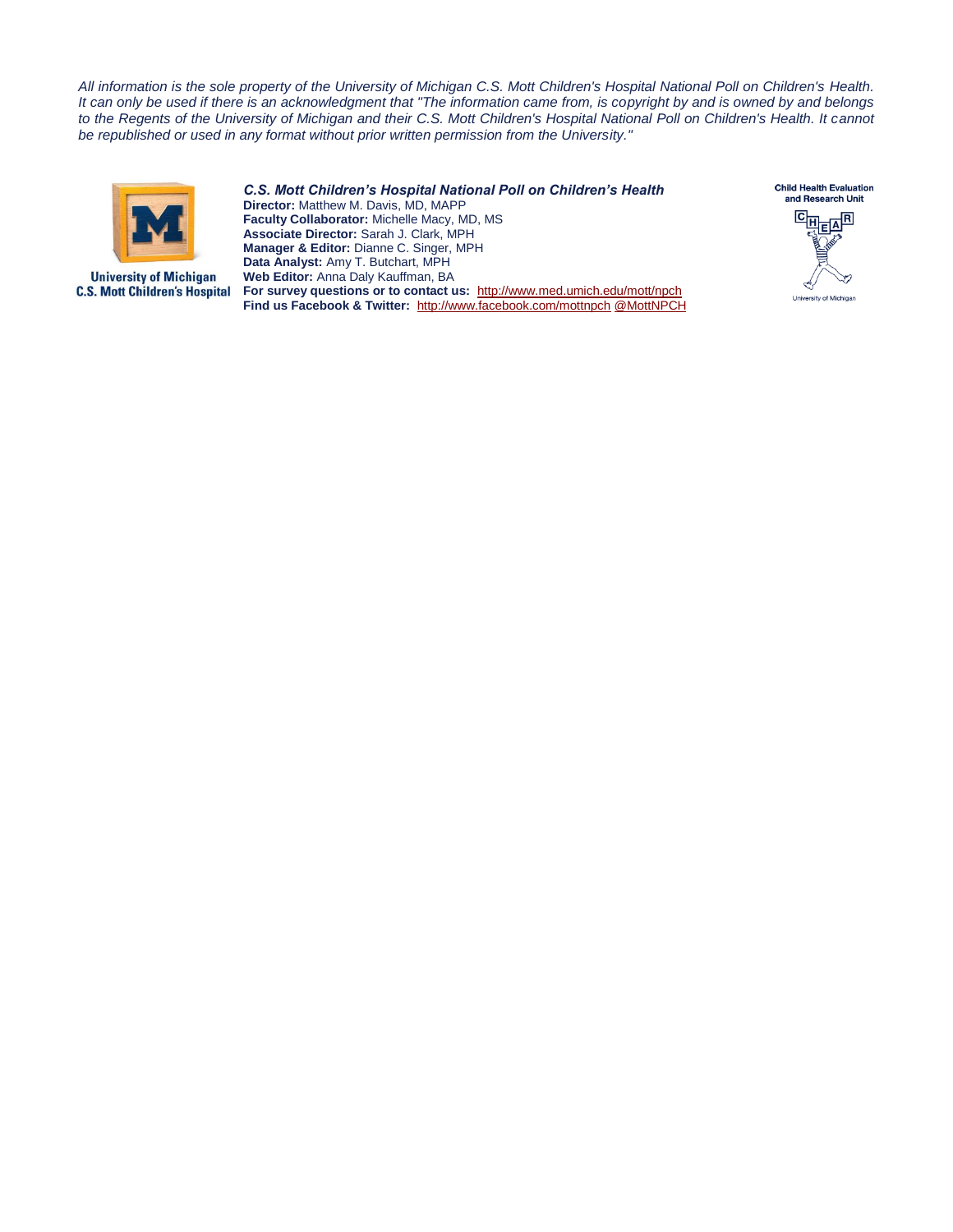*All information is the sole property of the University of Michigan C.S. Mott Children's Hospital National Poll on Children's Health. It can only be used if there is an acknowledgment that "The information came from, is copyright by and is owned by and belongs to the Regents of the University of Michigan and their C.S. Mott Children's Hospital National Poll on Children's Health. It cannot be republished or used in any format without prior written permission from the University."*

University of Michigan
C.S. Mott Children's Hospital

***C.S. Mott Children's Hospital National Poll on Children's Health***
**Director:** Matthew M. Davis, MD, MAPP
**Faculty Collaborator:** Michelle Macy, MD, MS
**Associate Director:** Sarah J. Clark, MPH
**Manager & Editor:** Dianne C. Singer, MPH
**Data Analyst:** Amy T. Butchart, MPH
**Web Editor:** Anna Daly Kauffman, BA
**For survey questions or to contact us:** http://www.med.umich.edu/mott/npch
**Find us Facebook & Twitter:** http://www.facebook.com/mottnpch @MottNPCH

Child Health Evaluation and Research Unit
CHEAR
University of Michigan